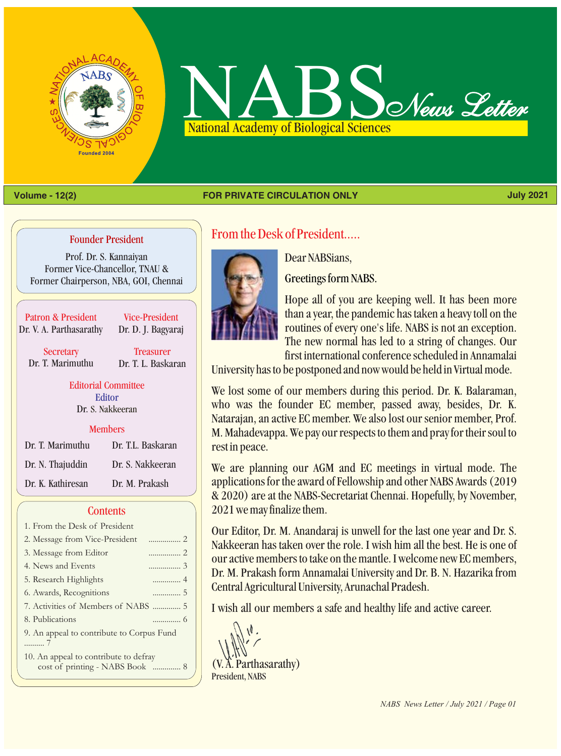# NABS News Letter

National Academy of Biological Sciences

Volume - 12(2) | FOR PRIVATE CIRCULATION ONLY | July 2021

### Founder President

Prof. Dr. S. Kannaiyan
Former Vice-Chancellor, TNAU &
Former Chairperson, NBA, GOI, Chennai

**Patron & President**
Dr. V. A. Parthasarathy

**Vice-President**
Dr. D. J. Bagyaraj

**Secretary**
Dr. T. Marimuthu

**Treasurer**
Dr. T. L. Baskaran

**Editorial Committee**

**Editor**
Dr. S. Nakkeeran

**Members**

Dr. T. Marimuthu, Dr. T.L. Baskaran, Dr. N. Thajuddin, Dr. S. Nakkeeran, Dr. K. Kathiresan, Dr. M. Prakash

### Contents

1. From the Desk of President
2. Message from Vice-President ................ 2
3. Message from Editor ................ 2
4. News and Events ................ 3
5. Research Highlights .............. 4
6. Awards, Recognitions .............. 5
7. Activities of Members of NABS .............. 5
8. Publications .............. 6
9. An appeal to contribute to Corpus Fund .......... 7
10. An appeal to contribute to defray cost of printing - NABS Book .............. 8

## From the Desk of President.....

Dear NABSians,

Greetings form NABS.

Hope all of you are keeping well. It has been more than a year, the pandemic has taken a heavy toll on the routines of every one's life. NABS is not an exception. The new normal has led to a string of changes. Our first international conference scheduled in Annamalai University has to be postponed and now would be held in Virtual mode.

We lost some of our members during this period. Dr. K. Balaraman, who was the founder EC member, passed away, besides, Dr. K. Natarajan, an active EC member. We also lost our senior member, Prof. M. Mahadevappa. We pay our respects to them and pray for their soul to rest in peace.

We are planning our AGM and EC meetings in virtual mode. The applications for the award of Fellowship and other NABS Awards (2019 & 2020) are at the NABS-Secretariat Chennai. Hopefully, by November, 2021 we may finalize them.

Our Editor, Dr. M. Anandaraj is unwell for the last one year and Dr. S. Nakkeeran has taken over the role. I wish him all the best. He is one of our active members to take on the mantle. I welcome new EC members, Dr. M. Prakash form Annamalai University and Dr. B. N. Hazarika from Central Agricultural University, Arunachal Pradesh.

I wish all our members a safe and healthy life and active career.

(V. A. Parthasarathy)
President, NABS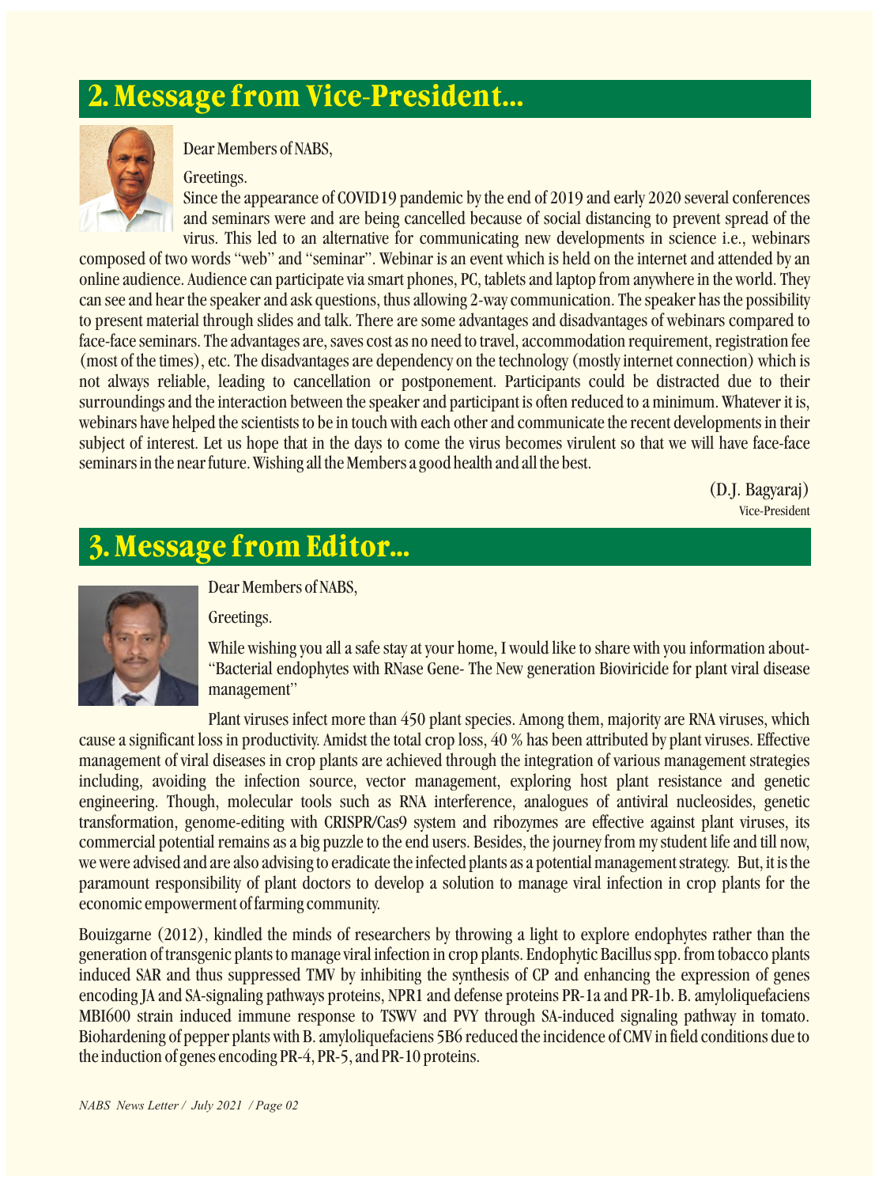## 2. Message from Vice-President...

Dear Members of NABS,

Greetings.

Since the appearance of COVID19 pandemic by the end of 2019 and early 2020 several conferences and seminars were and are being cancelled because of social distancing to prevent spread of the virus. This led to an alternative for communicating new developments in science i.e., webinars composed of two words "web" and "seminar". Webinar is an event which is held on the internet and attended by an online audience. Audience can participate via smart phones, PC, tablets and laptop from anywhere in the world. They can see and hear the speaker and ask questions, thus allowing 2-way communication. The speaker has the possibility to present material through slides and talk. There are some advantages and disadvantages of webinars compared to face-face seminars. The advantages are, saves cost as no need to travel, accommodation requirement, registration fee (most of the times), etc. The disadvantages are dependency on the technology (mostly internet connection) which is not always reliable, leading to cancellation or postponement. Participants could be distracted due to their surroundings and the interaction between the speaker and participant is often reduced to a minimum. Whatever it is, webinars have helped the scientists to be in touch with each other and communicate the recent developments in their subject of interest. Let us hope that in the days to come the virus becomes virulent so that we will have face-face seminars in the near future. Wishing all the Members a good health and all the best.

(D.J. Bagyaraj)
Vice-President

## 3. Message from Editor...

Dear Members of NABS,

Greetings.

While wishing you all a safe stay at your home, I would like to share with you information about- "Bacterial endophytes with RNase Gene- The New generation Bioviricide for plant viral disease management"

Plant viruses infect more than 450 plant species. Among them, majority are RNA viruses, which cause a significant loss in productivity. Amidst the total crop loss, 40 % has been attributed by plant viruses. Effective management of viral diseases in crop plants are achieved through the integration of various management strategies including, avoiding the infection source, vector management, exploring host plant resistance and genetic engineering. Though, molecular tools such as RNA interference, analogues of antiviral nucleosides, genetic transformation, genome-editing with CRISPR/Cas9 system and ribozymes are effective against plant viruses, its commercial potential remains as a big puzzle to the end users. Besides, the journey from my student life and till now, we were advised and are also advising to eradicate the infected plants as a potential management strategy. But, it is the paramount responsibility of plant doctors to develop a solution to manage viral infection in crop plants for the economic empowerment of farming community.

Bouizgarne (2012), kindled the minds of researchers by throwing a light to explore endophytes rather than the generation of transgenic plants to manage viral infection in crop plants. Endophytic Bacillus spp. from tobacco plants induced SAR and thus suppressed TMV by inhibiting the synthesis of CP and enhancing the expression of genes encoding JA and SA-signaling pathways proteins, NPR1 and defense proteins PR-1a and PR-1b. B. amyloliquefaciens MBI600 strain induced immune response to TSWV and PVY through SA-induced signaling pathway in tomato. Biohardening of pepper plants with B. amyloliquefaciens 5B6 reduced the incidence of CMV in field conditions due to the induction of genes encoding PR-4, PR-5, and PR-10 proteins.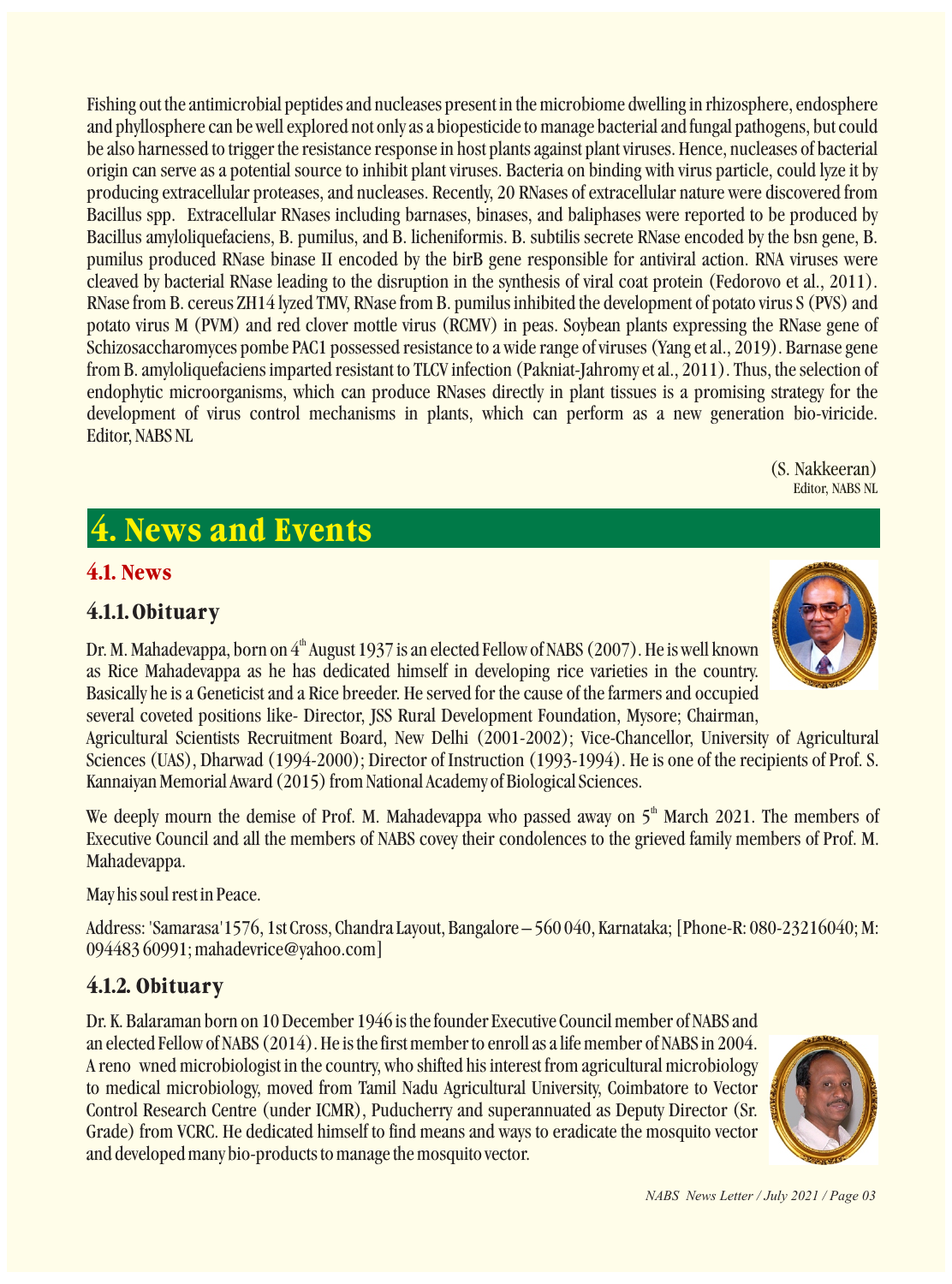Fishing out the antimicrobial peptides and nucleases present in the microbiome dwelling in rhizosphere, endosphere and phyllosphere can be well explored not only as a biopesticide to manage bacterial and fungal pathogens, but could be also harnessed to trigger the resistance response in host plants against plant viruses. Hence, nucleases of bacterial origin can serve as a potential source to inhibit plant viruses. Bacteria on binding with virus particle, could lyze it by producing extracellular proteases, and nucleases. Recently, 20 RNases of extracellular nature were discovered from Bacillus spp. Extracellular RNases including barnases, binases, and baliphases were reported to be produced by Bacillus amyloliquefaciens, B. pumilus, and B. licheniformis. B. subtilis secrete RNase encoded by the bsn gene, B. pumilus produced RNase binase II encoded by the birB gene responsible for antiviral action. RNA viruses were cleaved by bacterial RNase leading to the disruption in the synthesis of viral coat protein (Fedorovo et al., 2011). RNase from B. cereus ZH14 lyzed TMV, RNase from B. pumilus inhibited the development of potato virus S (PVS) and potato virus M (PVM) and red clover mottle virus (RCMV) in peas. Soybean plants expressing the RNase gene of Schizosaccharomyces pombe PAC1 possessed resistance to a wide range of viruses (Yang et al., 2019). Barnase gene from B. amyloliquefaciens imparted resistant to TLCV infection (Pakniat-Jahromy et al., 2011). Thus, the selection of endophytic microorganisms, which can produce RNases directly in plant tissues is a promising strategy for the development of virus control mechanisms in plants, which can perform as a new generation bio-viricide. Editor, NABS NL

(S. Nakkeeran)
Editor, NABS NL

# 4. News and Events

## 4.1. News

### 4.1.1. Obituary

Dr. M. Mahadevappa, born on 4th August 1937 is an elected Fellow of NABS (2007). He is well known as Rice Mahadevappa as he has dedicated himself in developing rice varieties in the country. Basically he is a Geneticist and a Rice breeder. He served for the cause of the farmers and occupied several coveted positions like- Director, JSS Rural Development Foundation, Mysore; Chairman, Agricultural Scientists Recruitment Board, New Delhi (2001-2002); Vice-Chancellor, University of Agricultural Sciences (UAS), Dharwad (1994-2000); Director of Instruction (1993-1994). He is one of the recipients of Prof. S. Kannaiyan Memorial Award (2015) from National Academy of Biological Sciences.

We deeply mourn the demise of Prof. M. Mahadevappa who passed away on 5th March 2021. The members of Executive Council and all the members of NABS covey their condolences to the grieved family members of Prof. M. Mahadevappa.

May his soul rest in Peace.

Address: 'Samarasa' 1576, 1st Cross, Chandra Layout, Bangalore – 560 040, Karnataka; [Phone-R: 080-23216040; M: 094483 60991; mahadevrice@yahoo.com]

### 4.1.2. Obituary

Dr. K. Balaraman born on 10 December 1946 is the founder Executive Council member of NABS and an elected Fellow of NABS (2014). He is the first member to enroll as a life member of NABS in 2004. A reno wned microbiologist in the country, who shifted his interest from agricultural microbiology to medical microbiology, moved from Tamil Nadu Agricultural University, Coimbatore to Vector Control Research Centre (under ICMR), Puducherry and superannuated as Deputy Director (Sr. Grade) from VCRC. He dedicated himself to find means and ways to eradicate the mosquito vector and developed many bio-products to manage the mosquito vector.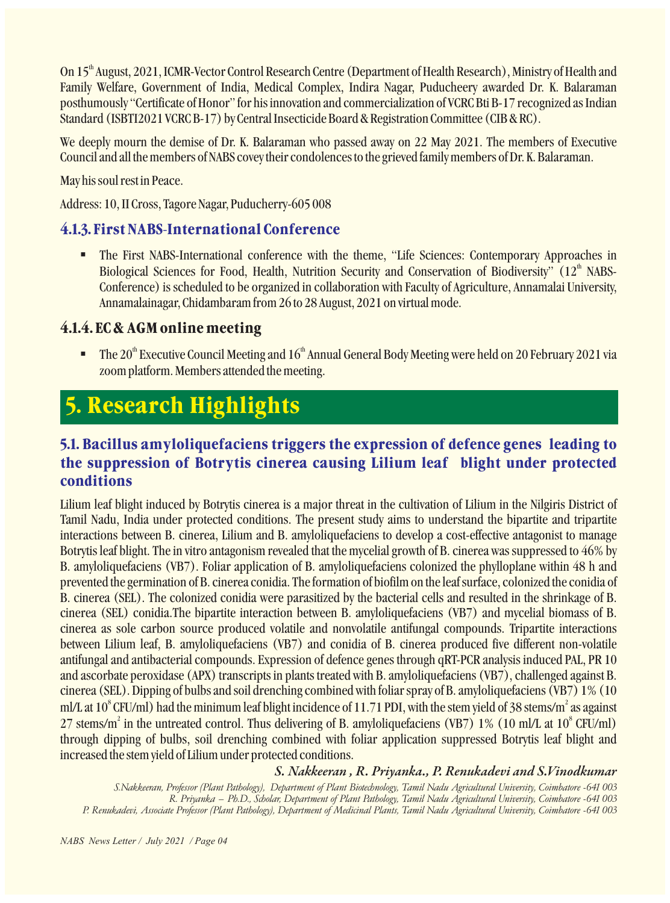On 15th August, 2021, ICMR-Vector Control Research Centre (Department of Health Research), Ministry of Health and Family Welfare, Government of India, Medical Complex, Indira Nagar, Puducheery awarded Dr. K. Balaraman posthumously "Certificate of Honor" for his innovation and commercialization of VCRC Bti B-17 recognized as Indian Standard (ISBTI2021 VCRC B-17) by Central Insecticide Board & Registration Committee (CIB & RC).

We deeply mourn the demise of Dr. K. Balaraman who passed away on 22 May 2021. The members of Executive Council and all the members of NABS covey their condolences to the grieved family members of Dr. K. Balaraman.

May his soul rest in Peace.

Address: 10, II Cross, Tagore Nagar, Puducherry-605 008

### 4.1.3. First NABS-International Conference

- The First NABS-International conference with the theme, "Life Sciences: Contemporary Approaches in Biological Sciences for Food, Health, Nutrition Security and Conservation of Biodiversity" (12th NABS-Conference) is scheduled to be organized in collaboration with Faculty of Agriculture, Annamalai University, Annamalainagar, Chidambaram from 26 to 28 August, 2021 on virtual mode.

### 4.1.4. EC & AGM online meeting

- The 20th Executive Council Meeting and 16th Annual General Body Meeting were held on 20 February 2021 via zoom platform. Members attended the meeting.

# 5. Research Highlights

## 5.1. Bacillus amyloliquefaciens triggers the expression of defence genes leading to the suppression of Botrytis cinerea causing Lilium leaf blight under protected conditions

Lilium leaf blight induced by Botrytis cinerea is a major threat in the cultivation of Lilium in the Nilgiris District of Tamil Nadu, India under protected conditions. The present study aims to understand the bipartite and tripartite interactions between B. cinerea, Lilium and B. amyloliquefaciens to develop a cost-effective antagonist to manage Botrytis leaf blight. The in vitro antagonism revealed that the mycelial growth of B. cinerea was suppressed to 46% by B. amyloliquefaciens (VB7). Foliar application of B. amyloliquefaciens colonized the phylloplane within 48 h and prevented the germination of B. cinerea conidia. The formation of biofilm on the leaf surface, colonized the conidia of B. cinerea (SEL). The colonized conidia were parasitized by the bacterial cells and resulted in the shrinkage of B. cinerea (SEL) conidia.The bipartite interaction between B. amyloliquefaciens (VB7) and mycelial biomass of B. cinerea as sole carbon source produced volatile and nonvolatile antifungal compounds. Tripartite interactions between Lilium leaf, B. amyloliquefaciens (VB7) and conidia of B. cinerea produced five different non-volatile antifungal and antibacterial compounds. Expression of defence genes through qRT-PCR analysis induced PAL, PR 10 and ascorbate peroxidase (APX) transcripts in plants treated with B. amyloliquefaciens (VB7), challenged against B. cinerea (SEL). Dipping of bulbs and soil drenching combined with foliar spray of B. amyloliquefaciens (VB7) 1% (10 ml/L at $10^8$ CFU/ml) had the minimum leaf blight incidence of 11.71 PDI, with the stem yield of 38 stems/$m^2$ as against 27 stems/$m^2$ in the untreated control. Thus delivering of B. amyloliquefaciens (VB7) 1% (10 ml/L at $10^8$ CFU/ml) through dipping of bulbs, soil drenching combined with foliar application suppressed Botrytis leaf blight and increased the stem yield of Lilium under protected conditions.

***S. Nakkeeran , R. Priyanka., P. Renukadevi and S.Vinodkumar***

*S.Nakkeeran, Professor (Plant Pathology), Department of Plant Biotechnology, Tamil Nadu Agricultural University, Coimbatore -641 003*
*R. Priyanka – Ph.D., Scholar, Department of Plant Pathology, Tamil Nadu Agricultural University, Coimbatore -641 003*
*P. Renukadevi, Associate Professor (Plant Pathology), Department of Medicinal Plants, Tamil Nadu Agricultural University, Coimbatore -641 003*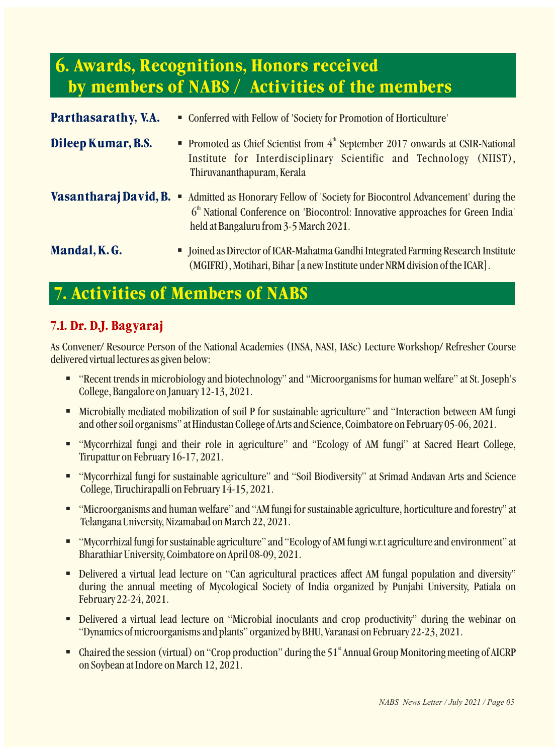## 6. Awards, Recognitions, Honors received by members of NABS / Activities of the members

**Parthasarathy, V.A.**
- Conferred with Fellow of 'Society for Promotion of Horticulture'

**Dileep Kumar, B.S.**
- Promoted as Chief Scientist from 4th September 2017 onwards at CSIR-National Institute for Interdisciplinary Scientific and Technology (NIIST), Thiruvananthapuram, Kerala

**Vasantharaj David, B.**
- Admitted as Honorary Fellow of 'Society for Biocontrol Advancement' during the 6th National Conference on 'Biocontrol: Innovative approaches for Green India' held at Bangaluru from 3-5 March 2021.

**Mandal, K. G.**
- Joined as Director of ICAR-Mahatma Gandhi Integrated Farming Research Institute (MGIFRI), Motihari, Bihar [a new Institute under NRM division of the ICAR].

## 7. Activities of Members of NABS

### 7.1. Dr. D.J. Bagyaraj

As Convener/ Resource Person of the National Academies (INSA, NASI, IASc) Lecture Workshop/ Refresher Course delivered virtual lectures as given below:

- "Recent trends in microbiology and biotechnology" and "Microorganisms for human welfare" at St. Joseph's College, Bangalore on January 12-13, 2021.
- Microbially mediated mobilization of soil P for sustainable agriculture" and "Interaction between AM fungi and other soil organisms" at Hindustan College of Arts and Science, Coimbatore on February 05-06, 2021.
- "Mycorrhizal fungi and their role in agriculture" and "Ecology of AM fungi" at Sacred Heart College, Tirupattur on February 16-17, 2021.
- "Mycorrhizal fungi for sustainable agriculture" and "Soil Biodiversity" at Srimad Andavan Arts and Science College, Tiruchirapalli on February 14-15, 2021.
- "Microorganisms and human welfare" and "AM fungi for sustainable agriculture, horticulture and forestry" at Telangana University, Nizamabad on March 22, 2021.
- "Mycorrhizal fungi for sustainable agriculture" and "Ecology of AM fungi w.r.t agriculture and environment" at Bharathiar University, Coimbatore on April 08-09, 2021.
- Delivered a virtual lead lecture on "Can agricultural practices affect AM fungal population and diversity" during the annual meeting of Mycological Society of India organized by Punjabi University, Patiala on February 22-24, 2021.
- Delivered a virtual lead lecture on "Microbial inoculants and crop productivity" during the webinar on "Dynamics of microorganisms and plants" organized by BHU, Varanasi on February 22-23, 2021.
- Chaired the session (virtual) on "Crop production" during the 51st Annual Group Monitoring meeting of AICRP on Soybean at Indore on March 12, 2021.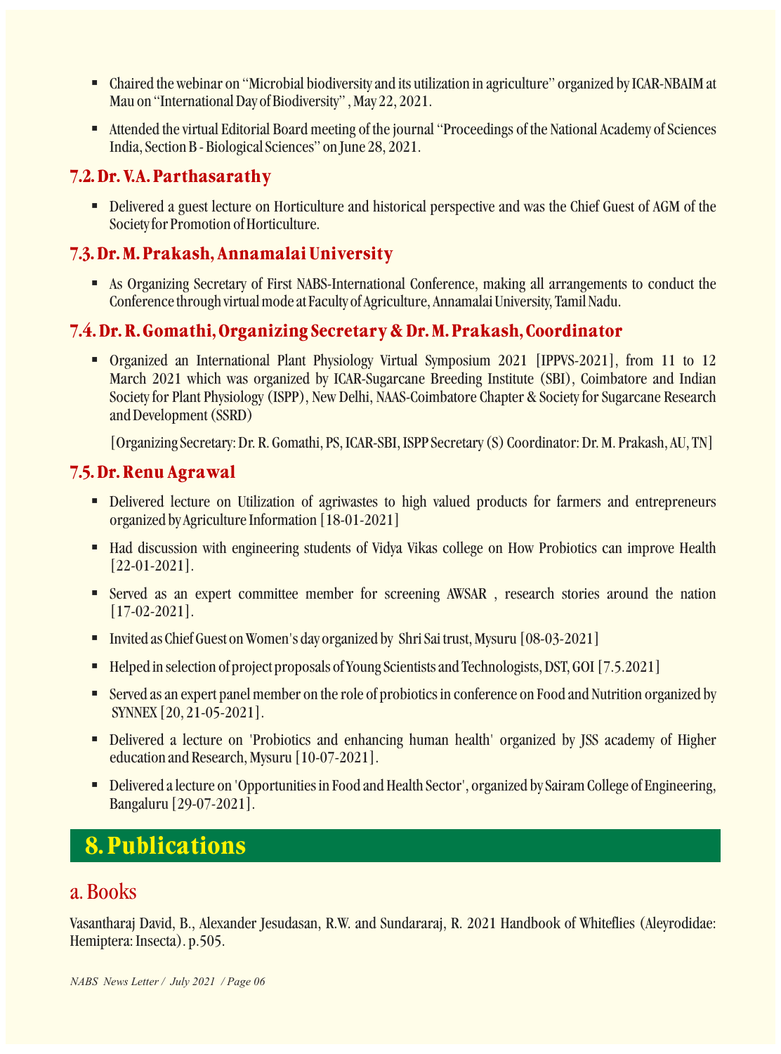- Chaired the webinar on "Microbial biodiversity and its utilization in agriculture" organized by ICAR-NBAIM at Mau on "International Day of Biodiversity" , May 22, 2021.
- Attended the virtual Editorial Board meeting of the journal "Proceedings of the National Academy of Sciences India, Section B - Biological Sciences" on June 28, 2021.

### 7.2. Dr. V.A. Parthasarathy

- Delivered a guest lecture on Horticulture and historical perspective and was the Chief Guest of AGM of the Society for Promotion of Horticulture.

### 7.3. Dr. M. Prakash, Annamalai University

- As Organizing Secretary of First NABS-International Conference, making all arrangements to conduct the Conference through virtual mode at Faculty of Agriculture, Annamalai University, Tamil Nadu.

### 7.4. Dr. R. Gomathi, Organizing Secretary & Dr. M. Prakash, Coordinator

- Organized an International Plant Physiology Virtual Symposium 2021 [IPPVS-2021], from 11 to 12 March 2021 which was organized by ICAR-Sugarcane Breeding Institute (SBI), Coimbatore and Indian Society for Plant Physiology (ISPP), New Delhi, NAAS-Coimbatore Chapter & Society for Sugarcane Research and Development (SSRD)

  [Organizing Secretary: Dr. R. Gomathi, PS, ICAR-SBI, ISPP Secretary (S) Coordinator: Dr. M. Prakash, AU, TN]

### 7.5. Dr. Renu Agrawal

- Delivered lecture on Utilization of agriwastes to high valued products for farmers and entrepreneurs organized by Agriculture Information [18-01-2021]
- Had discussion with engineering students of Vidya Vikas college on How Probiotics can improve Health [22-01-2021].
- Served as an expert committee member for screening AWSAR , research stories around the nation [17-02-2021].
- Invited as Chief Guest on Women's day organized by Shri Sai trust, Mysuru [08-03-2021]
- Helped in selection of project proposals of Young Scientists and Technologists, DST, GOI [7.5.2021]
- Served as an expert panel member on the role of probiotics in conference on Food and Nutrition organized by SYNNEX [20, 21-05-2021].
- Delivered a lecture on 'Probiotics and enhancing human health' organized by JSS academy of Higher education and Research, Mysuru [10-07-2021].
- Delivered a lecture on 'Opportunities in Food and Health Sector', organized by Sairam College of Engineering, Bangaluru [29-07-2021].

## 8. Publications

### a. Books

Vasantharaj David, B., Alexander Jesudasan, R.W. and Sundararaj, R. 2021 Handbook of Whiteflies (Aleyrodidae: Hemiptera: Insecta). p.505.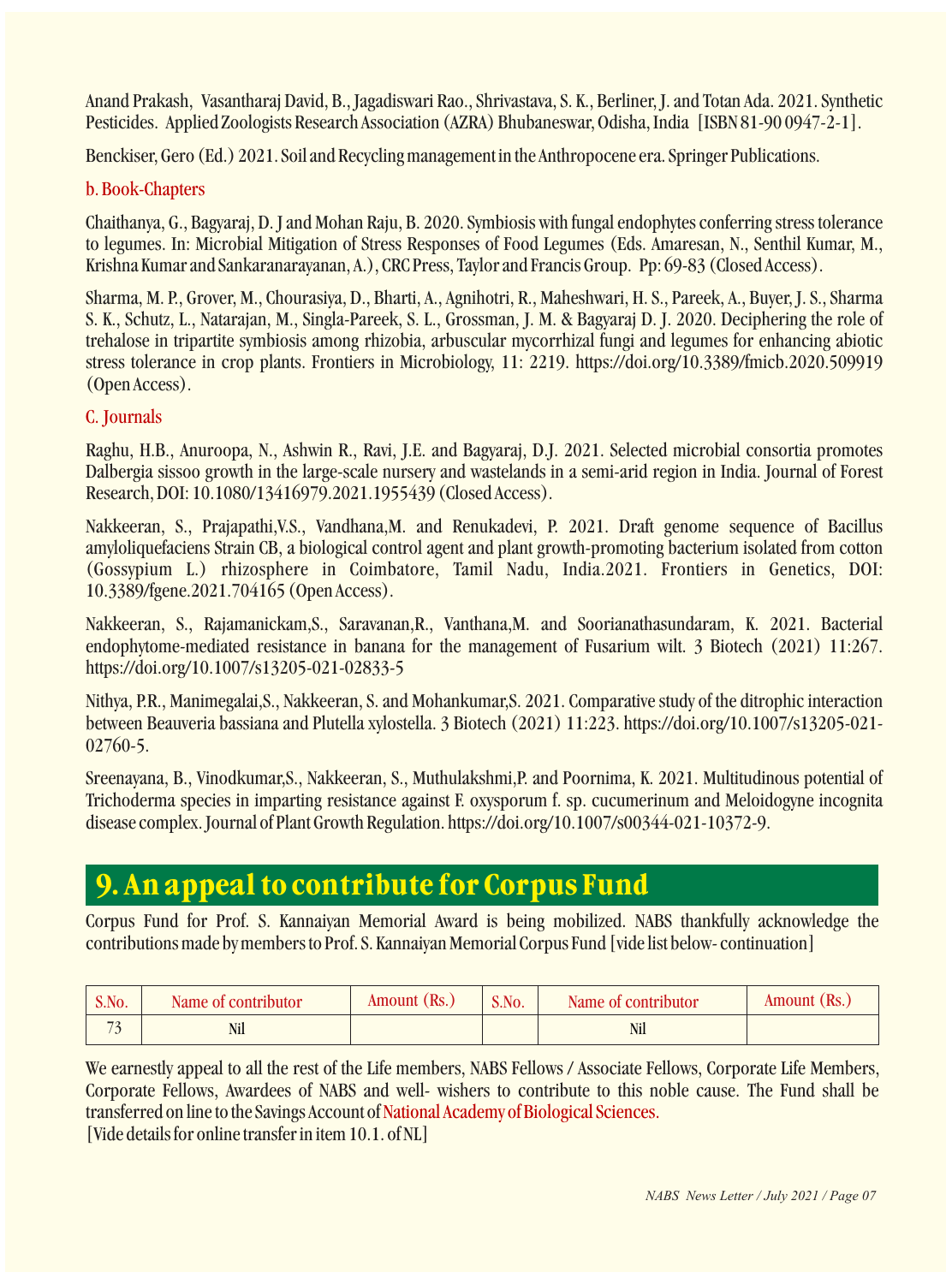Anand Prakash, Vasantharaj David, B., Jagadiswari Rao., Shrivastava, S. K., Berliner, J. and Totan Ada. 2021. Synthetic Pesticides. Applied Zoologists Research Association (AZRA) Bhubaneswar, Odisha, India [ISBN 81-90 0947-2-1].

Benckiser, Gero (Ed.) 2021. Soil and Recycling management in the Anthropocene era. Springer Publications.

### b. Book-Chapters

Chaithanya, G., Bagyaraj, D. J and Mohan Raju, B. 2020. Symbiosis with fungal endophytes conferring stress tolerance to legumes. In: Microbial Mitigation of Stress Responses of Food Legumes (Eds. Amaresan, N., Senthil Kumar, M., Krishna Kumar and Sankaranarayanan, A.), CRC Press, Taylor and Francis Group. Pp: 69-83 (Closed Access).

Sharma, M. P., Grover, M., Chourasiya, D., Bharti, A., Agnihotri, R., Maheshwari, H. S., Pareek, A., Buyer, J. S., Sharma S. K., Schutz, L., Natarajan, M., Singla-Pareek, S. L., Grossman, J. M. & Bagyaraj D. J. 2020. Deciphering the role of trehalose in tripartite symbiosis among rhizobia, arbuscular mycorrhizal fungi and legumes for enhancing abiotic stress tolerance in crop plants. Frontiers in Microbiology, 11: 2219. https://doi.org/10.3389/fmicb.2020.509919 (Open Access).

### C. Journals

Raghu, H.B., Anuroopa, N., Ashwin R., Ravi, J.E. and Bagyaraj, D.J. 2021. Selected microbial consortia promotes Dalbergia sissoo growth in the large-scale nursery and wastelands in a semi-arid region in India. Journal of Forest Research, DOI: 10.1080/13416979.2021.1955439 (Closed Access).

Nakkeeran, S., Prajapathi,V.S., Vandhana,M. and Renukadevi, P. 2021. Draft genome sequence of Bacillus amyloliquefaciens Strain CB, a biological control agent and plant growth-promoting bacterium isolated from cotton (Gossypium L.) rhizosphere in Coimbatore, Tamil Nadu, India.2021. Frontiers in Genetics, DOI: 10.3389/fgene.2021.704165 (Open Access).

Nakkeeran, S., Rajamanickam,S., Saravanan,R., Vanthana,M. and Soorianathasundaram, K. 2021. Bacterial endophytome-mediated resistance in banana for the management of Fusarium wilt. 3 Biotech (2021) 11:267. https://doi.org/10.1007/s13205-021-02833-5

Nithya, P.R., Manimegalai,S., Nakkeeran, S. and Mohankumar,S. 2021. Comparative study of the ditrophic interaction between Beauveria bassiana and Plutella xylostella. 3 Biotech (2021) 11:223. https://doi.org/10.1007/s13205-021-02760-5.

Sreenayana, B., Vinodkumar,S., Nakkeeran, S., Muthulakshmi,P. and Poornima, K. 2021. Multitudinous potential of Trichoderma species in imparting resistance against F. oxysporum f. sp. cucumerinum and Meloidogyne incognita disease complex. Journal of Plant Growth Regulation. https://doi.org/10.1007/s00344-021-10372-9.

## 9. An appeal to contribute for Corpus Fund

Corpus Fund for Prof. S. Kannaiyan Memorial Award is being mobilized. NABS thankfully acknowledge the contributions made by members to Prof. S. Kannaiyan Memorial Corpus Fund [vide list below- continuation]

| S.No. | Name of contributor | Amount (Rs.) | S.No. | Name of contributor | Amount (Rs.) |
|---|---|---|---|---|---|
| 73 | Nil | | | Nil | |

We earnestly appeal to all the rest of the Life members, NABS Fellows / Associate Fellows, Corporate Life Members, Corporate Fellows, Awardees of NABS and well- wishers to contribute to this noble cause. The Fund shall be transferred on line to the Savings Account of National Academy of Biological Sciences.
[Vide details for online transfer in item 10.1. of NL]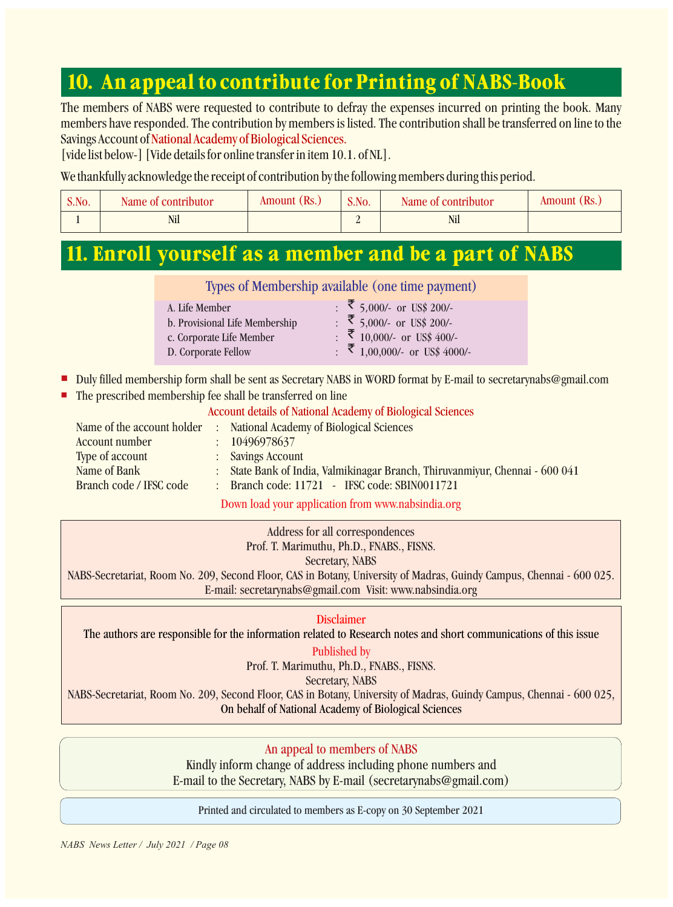## 10. An appeal to contribute for Printing of NABS-Book

The members of NABS were requested to contribute to defray the expenses incurred on printing the book. Many members have responded. The contribution by members is listed. The contribution shall be transferred on line to the Savings Account of National Academy of Biological Sciences.
[vide list below-] [Vide details for online transfer in item 10.1. of NL].

We thankfully acknowledge the receipt of contribution by the following members during this period.

| S.No. | Name of contributor | Amount (Rs.) | S.No. | Name of contributor | Amount (Rs.) |
|---|---|---|---|---|---|
| 1 | Nil | | 2 | Nil | |

## 11. Enroll yourself as a member and be a part of NABS

**Types of Membership available (one time payment)**

| | | |
|---|---|---|
| A. Life Member | : | ₹ 5,000/- or US$ 200/- |
| b. Provisional Life Membership | : | ₹ 5,000/- or US$ 200/- |
| c. Corporate Life Member | : | ₹ 10,000/- or US$ 400/- |
| D. Corporate Fellow | : | ₹ 1,00,000/- or US$ 4000/- |

- Duly filled membership form shall be sent as Secretary NABS in WORD format by E-mail to secretarynabs@gmail.com
- The prescribed membership fee shall be transferred on line

**Account details of National Academy of Biological Sciences**

| | | |
|---|---|---|
| Name of the account holder | : | National Academy of Biological Sciences |
| Account number | : | 10496978637 |
| Type of account | : | Savings Account |
| Name of Bank | : | State Bank of India, Valmikinagar Branch, Thiruvanmiyur, Chennai - 600 041 |
| Branch code / IFSC code | : | Branch code: 11721 - IFSC code: SBIN0011721 |

Down load your application from www.nabsindia.org

Address for all correspondences
Prof. T. Marimuthu, Ph.D., FNABS., FISNS.
Secretary, NABS
NABS-Secretariat, Room No. 209, Second Floor, CAS in Botany, University of Madras, Guindy Campus, Chennai - 600 025.
E-mail: secretarynabs@gmail.com Visit: www.nabsindia.org

**Disclaimer**
The authors are responsible for the information related to Research notes and short communications of this issue

**Published by**
Prof. T. Marimuthu, Ph.D., FNABS., FISNS.
Secretary, NABS
NABS-Secretariat, Room No. 209, Second Floor, CAS in Botany, University of Madras, Guindy Campus, Chennai - 600 025,
On behalf of National Academy of Biological Sciences

**An appeal to members of NABS**
Kindly inform change of address including phone numbers and
E-mail to the Secretary, NABS by E-mail (secretarynabs@gmail.com)

Printed and circulated to members as E-copy on 30 September 2021